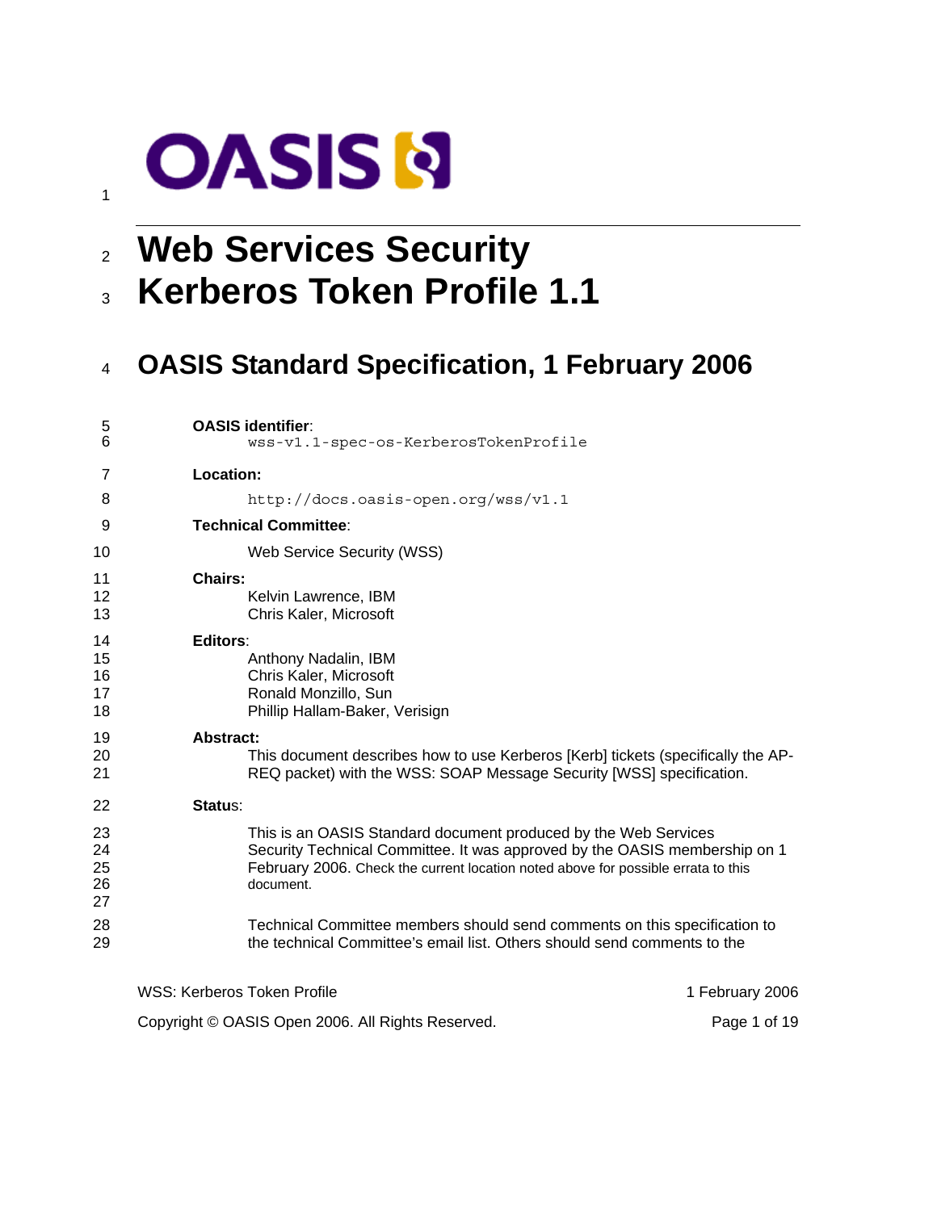# Web Services Security Kerberos Token Profile 1.1

## OASIS Standard Specification, 1 February 2006

**OASIS identifier**:

`wss-v1.1-spec-os-KerberosTokenProfile`

**Location:**

`http://docs.oasis-open.org/wss/v1.1`

**Technical Committee**:

Web Service Security (WSS)

**Chairs:**

Kelvin Lawrence, IBM
Chris Kaler, Microsoft

**Editors**:

Anthony Nadalin, IBM
Chris Kaler, Microsoft
Ronald Monzillo, Sun
Phillip Hallam-Baker, Verisign

**Abstract:**

This document describes how to use Kerberos [Kerb] tickets (specifically the AP-REQ packet) with the WSS: SOAP Message Security [WSS] specification.

**Status**:

This is an OASIS Standard document produced by the Web Services Security Technical Committee. It was approved by the OASIS membership on 1 February 2006. Check the current location noted above for possible errata to this document.

Technical Committee members should send comments on this specification to the technical Committee's email list. Others should send comments to the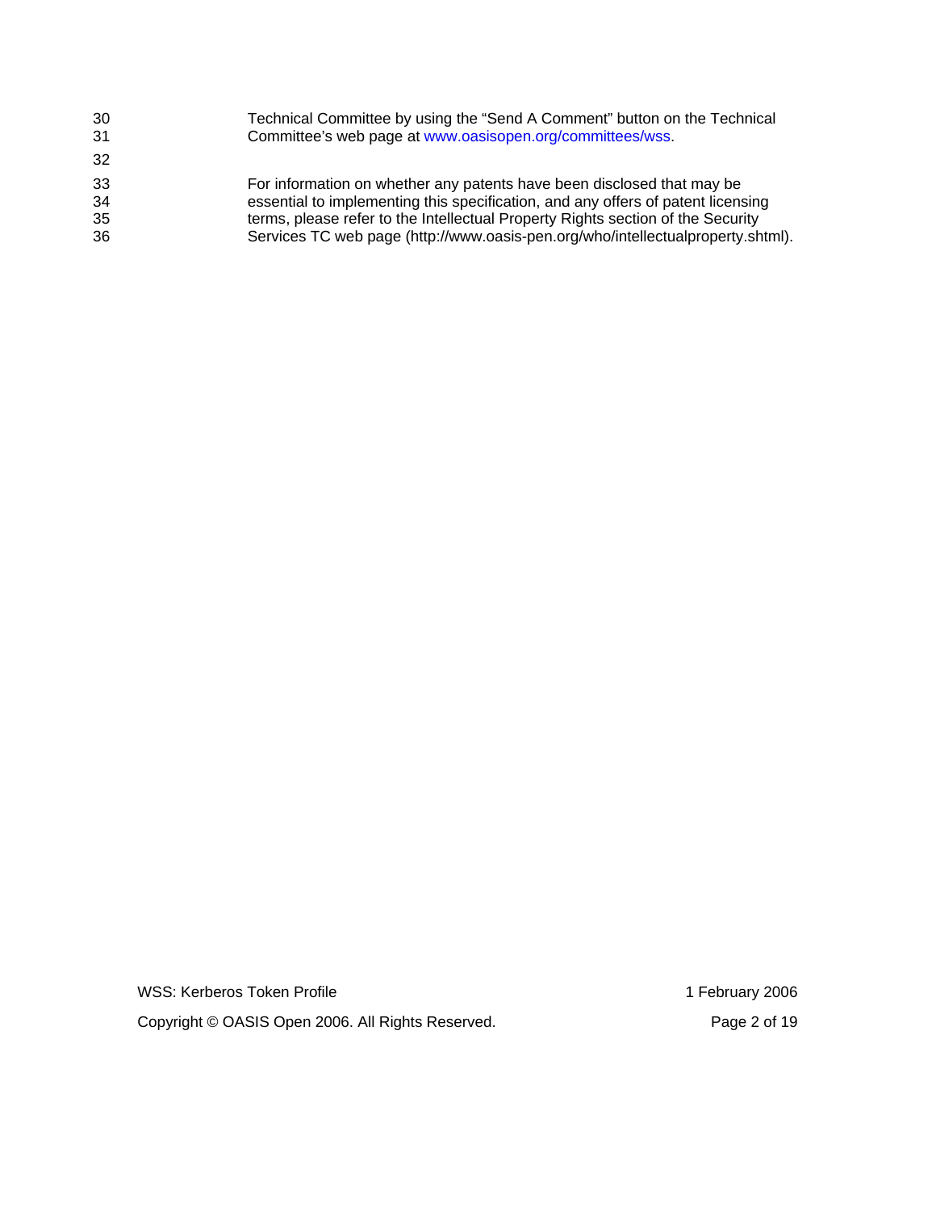Technical Committee by using the “Send A Comment” button on the Technical Committee’s web page at www.oasisopen.org/committees/wss.

For information on whether any patents have been disclosed that may be essential to implementing this specification, and any offers of patent licensing terms, please refer to the Intellectual Property Rights section of the Security Services TC web page (http://www.oasis-pen.org/who/intellectualproperty.shtml).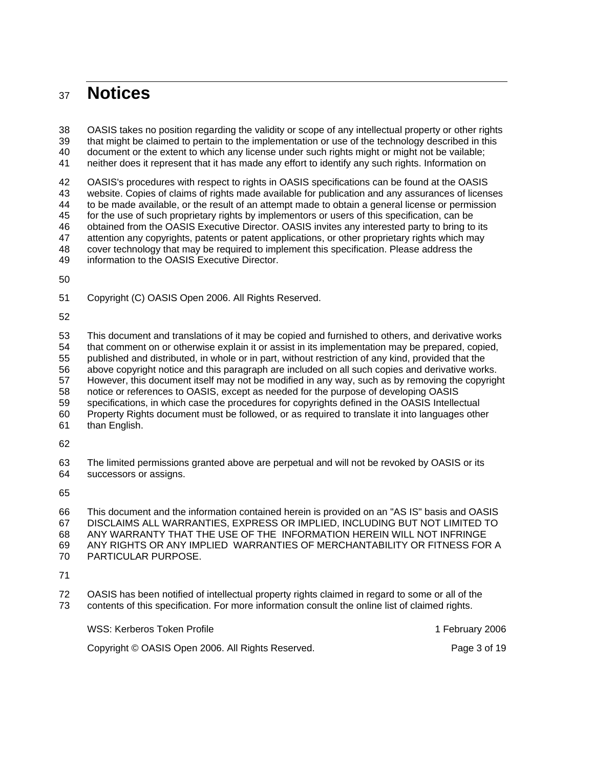# Notices

OASIS takes no position regarding the validity or scope of any intellectual property or other rights that might be claimed to pertain to the implementation or use of the technology described in this document or the extent to which any license under such rights might or might not be vailable; neither does it represent that it has made any effort to identify any such rights. Information on

OASIS's procedures with respect to rights in OASIS specifications can be found at the OASIS website. Copies of claims of rights made available for publication and any assurances of licenses to be made available, or the result of an attempt made to obtain a general license or permission for the use of such proprietary rights by implementors or users of this specification, can be obtained from the OASIS Executive Director. OASIS invites any interested party to bring to its attention any copyrights, patents or patent applications, or other proprietary rights which may cover technology that may be required to implement this specification. Please address the information to the OASIS Executive Director.

Copyright (C) OASIS Open 2006. All Rights Reserved.

This document and translations of it may be copied and furnished to others, and derivative works that comment on or otherwise explain it or assist in its implementation may be prepared, copied, published and distributed, in whole or in part, without restriction of any kind, provided that the above copyright notice and this paragraph are included on all such copies and derivative works. However, this document itself may not be modified in any way, such as by removing the copyright notice or references to OASIS, except as needed for the purpose of developing OASIS specifications, in which case the procedures for copyrights defined in the OASIS Intellectual Property Rights document must be followed, or as required to translate it into languages other than English.

The limited permissions granted above are perpetual and will not be revoked by OASIS or its successors or assigns.

This document and the information contained herein is provided on an "AS IS" basis and OASIS DISCLAIMS ALL WARRANTIES, EXPRESS OR IMPLIED, INCLUDING BUT NOT LIMITED TO ANY WARRANTY THAT THE USE OF THE INFORMATION HEREIN WILL NOT INFRINGE ANY RIGHTS OR ANY IMPLIED WARRANTIES OF MERCHANTABILITY OR FITNESS FOR A PARTICULAR PURPOSE.

OASIS has been notified of intellectual property rights claimed in regard to some or all of the contents of this specification. For more information consult the online list of claimed rights.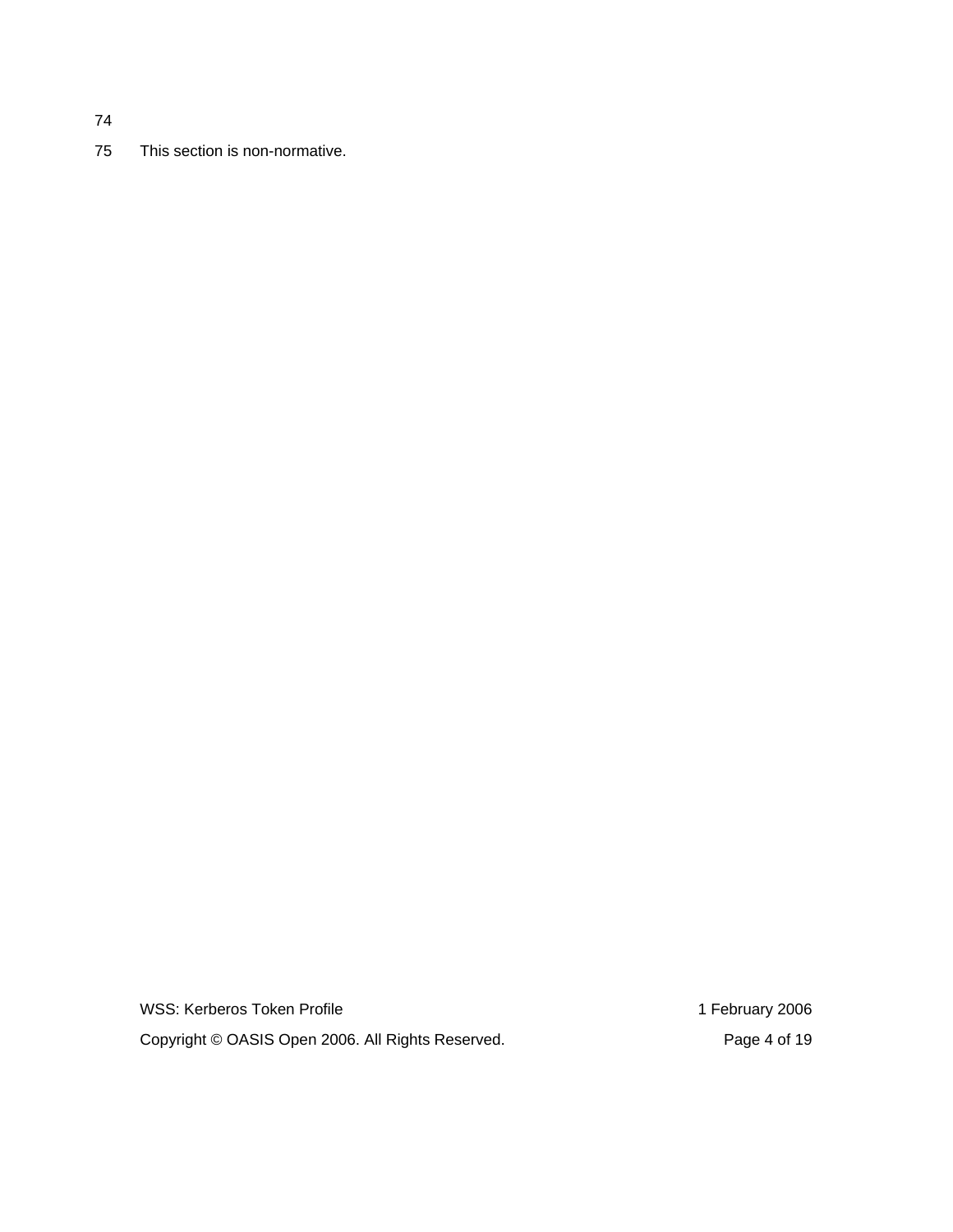74

75 This section is non-normative.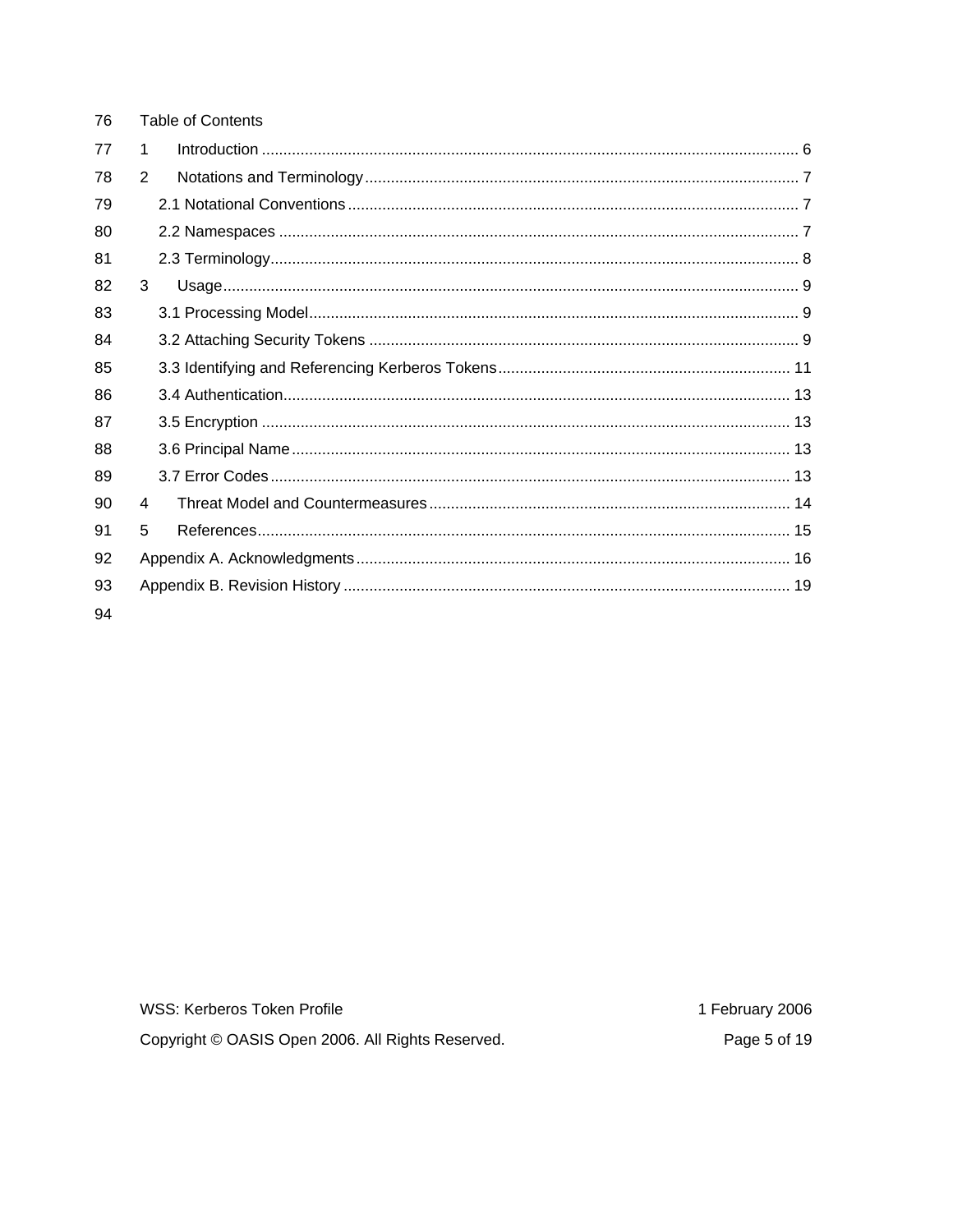Table of Contents

1 Introduction ........................................................................................................................... 6
2 Notations and Terminology .................................................................................................... 7
  2.1 Notational Conventions ........................................................................................................ 7
  2.2 Namespaces ........................................................................................................................ 7
  2.3 Terminology.......................................................................................................................... 8
3 Usage..................................................................................................................................... 9
  3.1 Processing Model................................................................................................................. 9
  3.2 Attaching Security Tokens ................................................................................................... 9
  3.3 Identifying and Referencing Kerberos Tokens.................................................................... 11
  3.4 Authentication..................................................................................................................... 13
  3.5 Encryption .......................................................................................................................... 13
  3.6 Principal Name ................................................................................................................... 13
  3.7 Error Codes ........................................................................................................................ 13
4 Threat Model and Countermeasures ................................................................................... 14
5 References........................................................................................................................... 15
Appendix A. Acknowledgments .................................................................................................... 16
Appendix B. Revision History ....................................................................................................... 19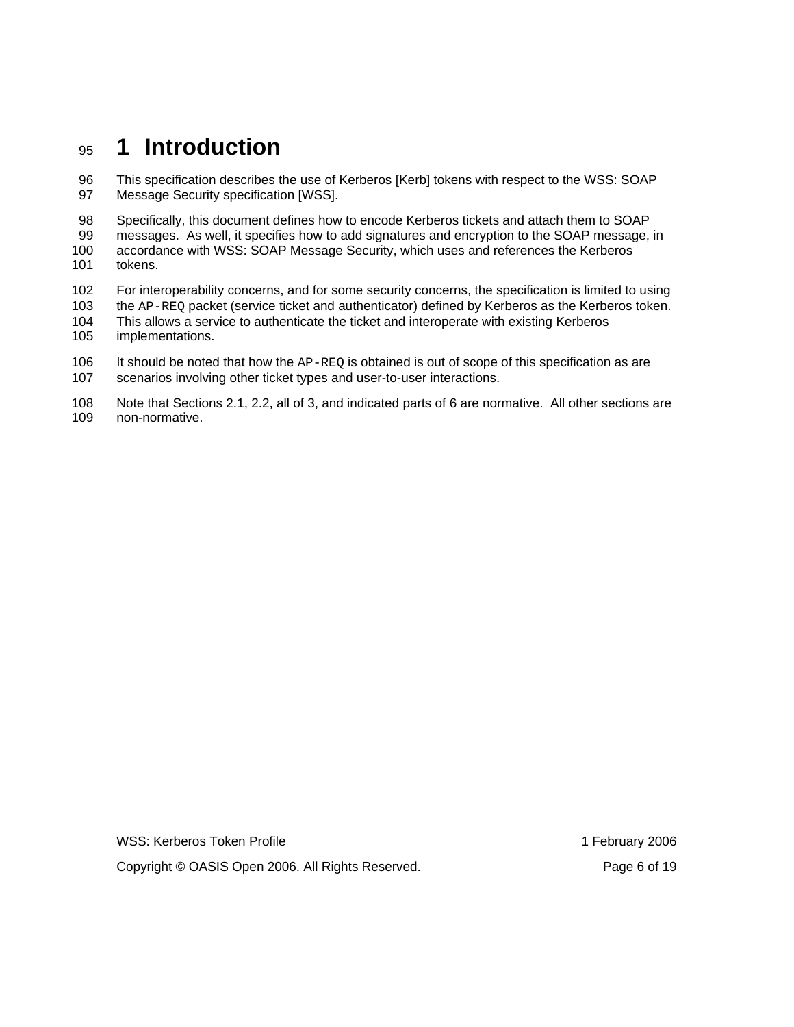# 1 Introduction

This specification describes the use of Kerberos [Kerb] tokens with respect to the WSS: SOAP Message Security specification [WSS].

Specifically, this document defines how to encode Kerberos tickets and attach them to SOAP messages. As well, it specifies how to add signatures and encryption to the SOAP message, in accordance with WSS: SOAP Message Security, which uses and references the Kerberos tokens.

For interoperability concerns, and for some security concerns, the specification is limited to using the `AP-REQ` packet (service ticket and authenticator) defined by Kerberos as the Kerberos token. This allows a service to authenticate the ticket and interoperate with existing Kerberos implementations.

It should be noted that how the `AP-REQ` is obtained is out of scope of this specification as are scenarios involving other ticket types and user-to-user interactions.

Note that Sections 2.1, 2.2, all of 3, and indicated parts of 6 are normative. All other sections are non-normative.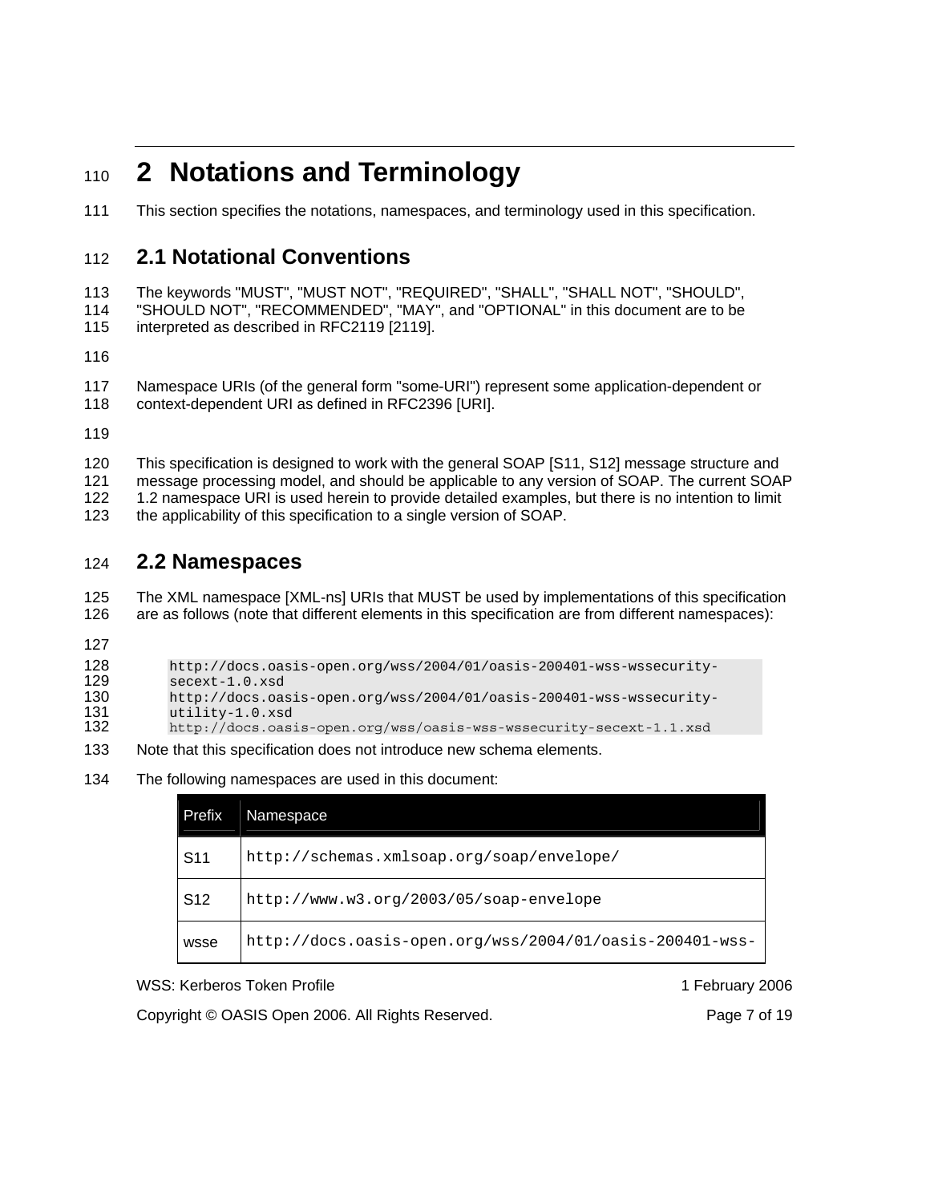# 2 Notations and Terminology

This section specifies the notations, namespaces, and terminology used in this specification.

## 2.1 Notational Conventions

The keywords "MUST", "MUST NOT", "REQUIRED", "SHALL", "SHALL NOT", "SHOULD", "SHOULD NOT", "RECOMMENDED", "MAY", and "OPTIONAL" in this document are to be interpreted as described in RFC2119 [2119].

Namespace URIs (of the general form "some-URI") represent some application-dependent or context-dependent URI as defined in RFC2396 [URI].

This specification is designed to work with the general SOAP [S11, S12] message structure and message processing model, and should be applicable to any version of SOAP. The current SOAP 1.2 namespace URI is used herein to provide detailed examples, but there is no intention to limit the applicability of this specification to a single version of SOAP.

## 2.2 Namespaces

The XML namespace [XML-ns] URIs that MUST be used by implementations of this specification are as follows (note that different elements in this specification are from different namespaces):

```
http://docs.oasis-open.org/wss/2004/01/oasis-200401-wss-wssecurity-
secext-1.0.xsd
http://docs.oasis-open.org/wss/2004/01/oasis-200401-wss-wssecurity-
utility-1.0.xsd
http://docs.oasis-open.org/wss/oasis-wss-wssecurity-secext-1.1.xsd
```

Note that this specification does not introduce new schema elements.

The following namespaces are used in this document:

| Prefix | Namespace |
|---|---|
| S11 | `http://schemas.xmlsoap.org/soap/envelope/` |
| S12 | `http://www.w3.org/2003/05/soap-envelope` |
| wsse | `http://docs.oasis-open.org/wss/2004/01/oasis-200401-wss-` |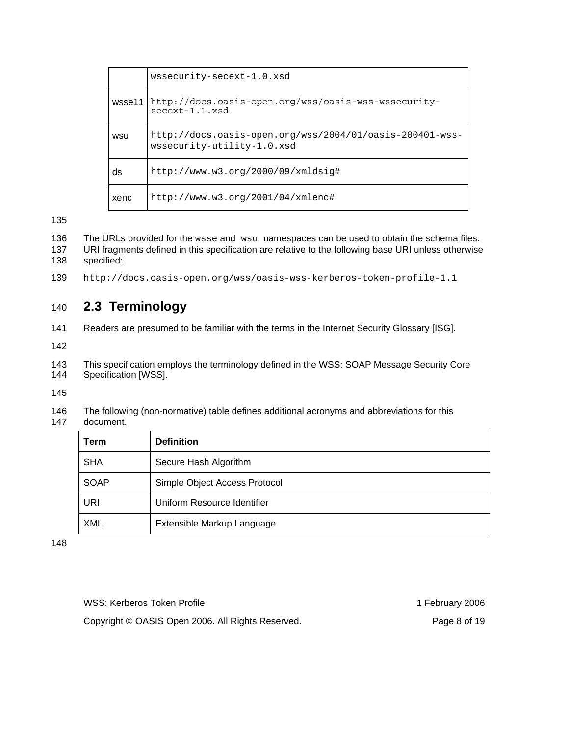| | |
|---|---|
| | wssecurity-secext-1.0.xsd |
| wsse11 | http://docs.oasis-open.org/wss/oasis-wss-wssecurity-secext-1.1.xsd |
| wsu | http://docs.oasis-open.org/wss/2004/01/oasis-200401-wss-wssecurity-utility-1.0.xsd |
| ds | http://www.w3.org/2000/09/xmldsig# |
| xenc | http://www.w3.org/2001/04/xmlenc# |

The URLs provided for the `wsse` and `wsu` namespaces can be used to obtain the schema files. URI fragments defined in this specification are relative to the following base URI unless otherwise specified:

`http://docs.oasis-open.org/wss/oasis-wss-kerberos-token-profile-1.1`

## 2.3 Terminology

Readers are presumed to be familiar with the terms in the Internet Security Glossary [ISG].

This specification employs the terminology defined in the WSS: SOAP Message Security Core Specification [WSS].

The following (non-normative) table defines additional acronyms and abbreviations for this document.

| Term | Definition |
|---|---|
| SHA | Secure Hash Algorithm |
| SOAP | Simple Object Access Protocol |
| URI | Uniform Resource Identifier |
| XML | Extensible Markup Language |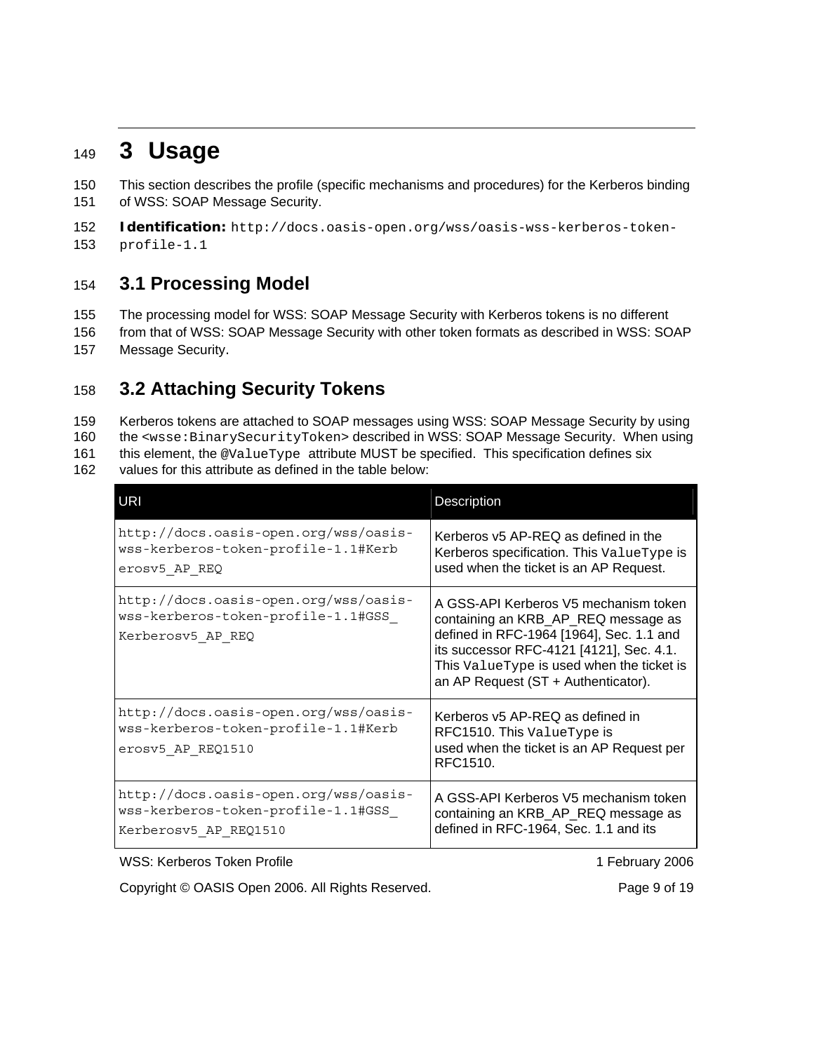# 3 Usage

This section describes the profile (specific mechanisms and procedures) for the Kerberos binding of WSS: SOAP Message Security.

**Identification:** `http://docs.oasis-open.org/wss/oasis-wss-kerberos-token-profile-1.1`

## 3.1 Processing Model

The processing model for WSS: SOAP Message Security with Kerberos tokens is no different from that of WSS: SOAP Message Security with other token formats as described in WSS: SOAP Message Security.

## 3.2 Attaching Security Tokens

Kerberos tokens are attached to SOAP messages using WSS: SOAP Message Security by using the `<wsse:BinarySecurityToken>` described in WSS: SOAP Message Security. When using this element, the `@ValueType` attribute MUST be specified. This specification defines six values for this attribute as defined in the table below:

| URI | Description |
|---|---|
| `http://docs.oasis-open.org/wss/oasis-wss-kerberos-token-profile-1.1#Kerberosv5_AP_REQ` | Kerberos v5 AP-REQ as defined in the Kerberos specification. This `ValueType` is used when the ticket is an AP Request. |
| `http://docs.oasis-open.org/wss/oasis-wss-kerberos-token-profile-1.1#GSS_Kerberosv5_AP_REQ` | A GSS-API Kerberos V5 mechanism token containing an KRB_AP_REQ message as defined in RFC-1964 [1964], Sec. 1.1 and its successor RFC-4121 [4121], Sec. 4.1. This `ValueType` is used when the ticket is an AP Request (ST + Authenticator). |
| `http://docs.oasis-open.org/wss/oasis-wss-kerberos-token-profile-1.1#Kerberosv5_AP_REQ1510` | Kerberos v5 AP-REQ as defined in RFC1510. This `ValueType` is used when the ticket is an AP Request per RFC1510. |
| `http://docs.oasis-open.org/wss/oasis-wss-kerberos-token-profile-1.1#GSS_Kerberosv5_AP_REQ1510` | A GSS-API Kerberos V5 mechanism token containing an KRB_AP_REQ message as defined in RFC-1964, Sec. 1.1 and its |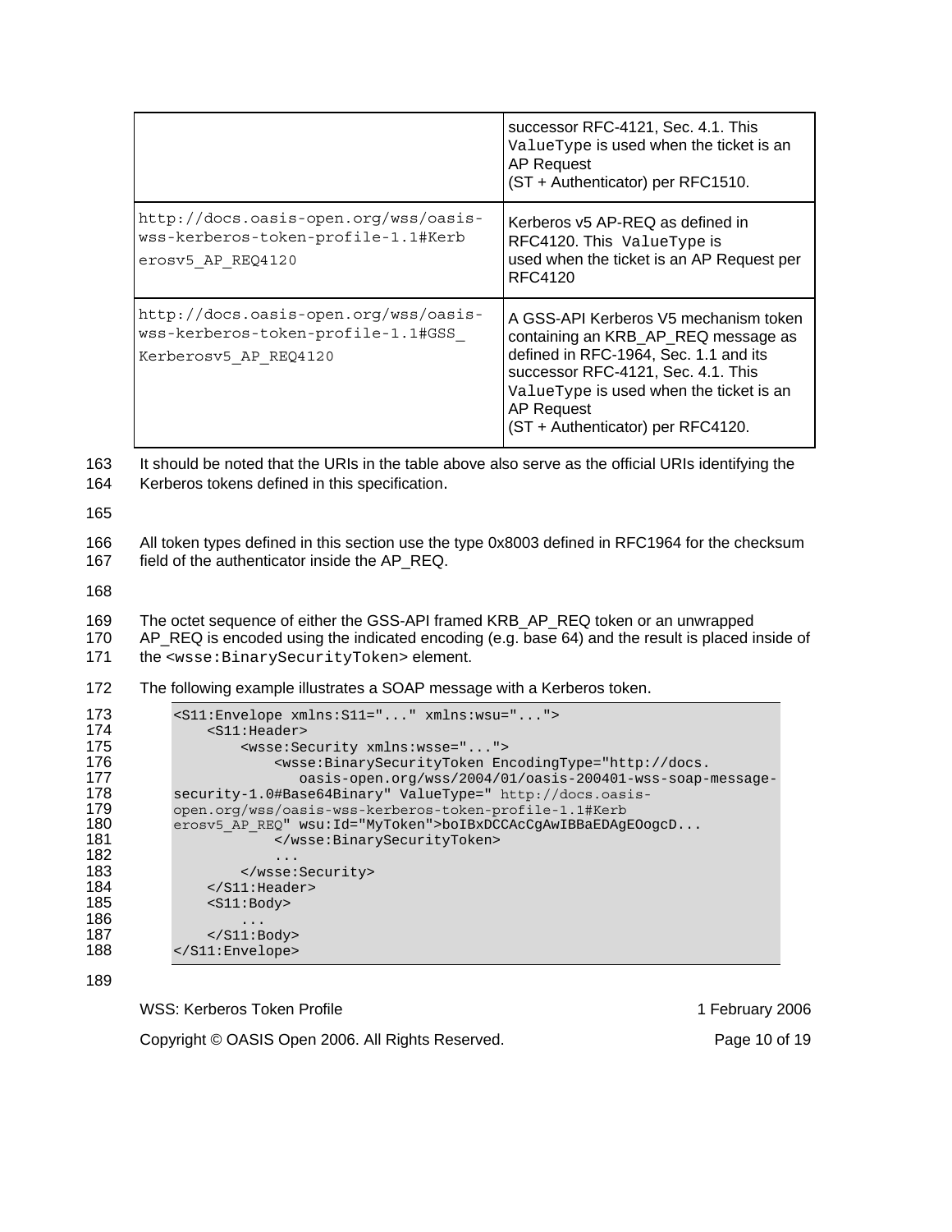| | |
|---|---|
| | successor RFC-4121, Sec. 4.1. This `ValueType` is used when the ticket is an AP Request (ST + Authenticator) per RFC1510. |
| `http://docs.oasis-open.org/wss/oasis-wss-kerberos-token-profile-1.1#Kerberosv5_AP_REQ4120` | Kerberos v5 AP-REQ as defined in RFC4120. This `ValueType` is used when the ticket is an AP Request per RFC4120 |
| `http://docs.oasis-open.org/wss/oasis-wss-kerberos-token-profile-1.1#GSS_Kerberosv5_AP_REQ4120` | A GSS-API Kerberos V5 mechanism token containing an KRB_AP_REQ message as defined in RFC-1964, Sec. 1.1 and its successor RFC-4121, Sec. 4.1. This `ValueType` is used when the ticket is an AP Request (ST + Authenticator) per RFC4120. |

It should be noted that the URIs in the table above also serve as the official URIs identifying the Kerberos tokens defined in this specification.

All token types defined in this section use the type 0x8003 defined in RFC1964 for the checksum field of the authenticator inside the AP_REQ.

The octet sequence of either the GSS-API framed KRB_AP_REQ token or an unwrapped AP_REQ is encoded using the indicated encoding (e.g. base 64) and the result is placed inside of the `<wsse:BinarySecurityToken>` element.

The following example illustrates a SOAP message with a Kerberos token.

```
<S11:Envelope xmlns:S11="..." xmlns:wsu="...">
    <S11:Header>
        <wsse:Security xmlns:wsse="...">
            <wsse:BinarySecurityToken EncodingType="http://docs.
               oasis-open.org/wss/2004/01/oasis-200401-wss-soap-message-
security-1.0#Base64Binary" ValueType=" http://docs.oasis-
open.org/wss/oasis-wss-kerberos-token-profile-1.1#Kerb
erosv5_AP_REQ" wsu:Id="MyToken">boIBxDCCAcCgAwIBBaEDAgEOogcD...
            </wsse:BinarySecurityToken>
            ...
        </wsse:Security>
    </S11:Header>
    <S11:Body>
        ...
    </S11:Body>
</S11:Envelope>
```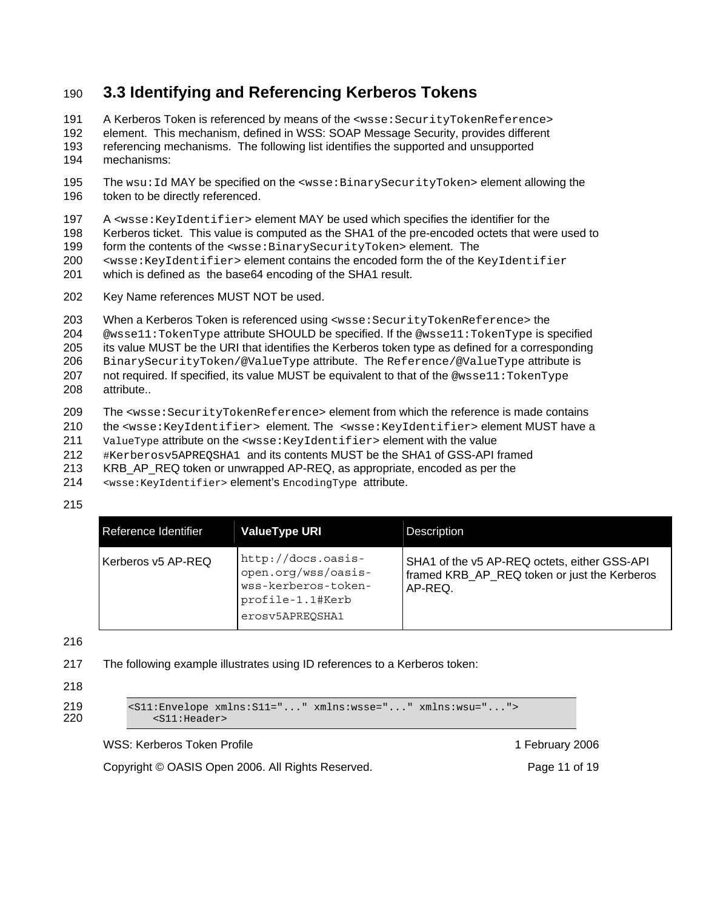### 3.3 Identifying and Referencing Kerberos Tokens

A Kerberos Token is referenced by means of the `<wsse:SecurityTokenReference>` element. This mechanism, defined in WSS: SOAP Message Security, provides different referencing mechanisms. The following list identifies the supported and unsupported mechanisms:

The `wsu:Id` MAY be specified on the `<wsse:BinarySecurityToken>` element allowing the token to be directly referenced.

A `<wsse:KeyIdentifier>` element MAY be used which specifies the identifier for the Kerberos ticket. This value is computed as the SHA1 of the pre-encoded octets that were used to form the contents of the `<wsse:BinarySecurityToken>` element. The `<wsse:KeyIdentifier>` element contains the encoded form the of the `KeyIdentifier` which is defined as the base64 encoding of the SHA1 result.

Key Name references MUST NOT be used.

When a Kerberos Token is referenced using `<wsse:SecurityTokenReference>` the `@wsse11:TokenType` attribute SHOULD be specified. If the `@wsse11:TokenType` is specified its value MUST be the URI that identifies the Kerberos token type as defined for a corresponding `BinarySecurityToken/@ValueType` attribute. The `Reference/@ValueType` attribute is not required. If specified, its value MUST be equivalent to that of the `@wsse11:TokenType` attribute..

The `<wsse:SecurityTokenReference>` element from which the reference is made contains the `<wsse:KeyIdentifier>` element. The `<wsse:KeyIdentifier>` element MUST have a `ValueType` attribute on the `<wsse:KeyIdentifier>` element with the value `#Kerberosv5APREQSHA1` and its contents MUST be the SHA1 of GSS-API framed KRB_AP_REQ token or unwrapped AP-REQ, as appropriate, encoded as per the `<wsse:KeyIdentifier>` element's `EncodingType` attribute.

| Reference Identifier | ValueType URI | Description |
|---|---|---|
| Kerberos v5 AP-REQ | `http://docs.oasis-open.org/wss/oasis-wss-kerberos-token-profile-1.1#Kerberosv5APREQSHA1` | SHA1 of the v5 AP-REQ octets, either GSS-API framed KRB_AP_REQ token or just the Kerberos AP-REQ. |

The following example illustrates using ID references to a Kerberos token:

```
<S11:Envelope xmlns:S11="..." xmlns:wsse="..." xmlns:wsu="...">
    <S11:Header>
```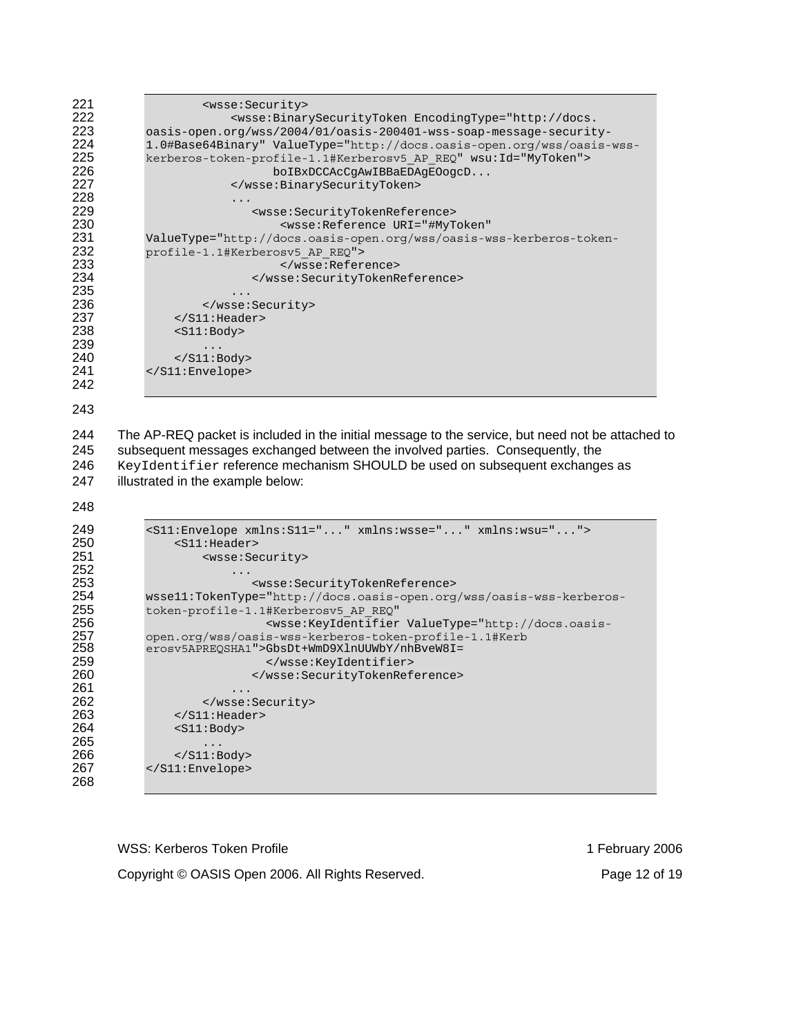```
        <wsse:Security>
            <wsse:BinarySecurityToken EncodingType="http://docs.
oasis-open.org/wss/2004/01/oasis-200401-wss-soap-message-security-
1.0#Base64Binary" ValueType="http://docs.oasis-open.org/wss/oasis-wss-
kerberos-token-profile-1.1#Kerberosv5_AP_REQ" wsu:Id="MyToken">
                boIBxDCCAcCgAwIBBaEDAgEOogcD...
            </wsse:BinarySecurityToken>
            ...
                <wsse:SecurityTokenReference>
                    <wsse:Reference URI="#MyToken"
ValueType="http://docs.oasis-open.org/wss/oasis-wss-kerberos-token-
profile-1.1#Kerberosv5_AP_REQ">
                    </wsse:Reference>
                </wsse:SecurityTokenReference>
            ...
        </wsse:Security>
    </S11:Header>
    <S11:Body>
        ...
    </S11:Body>
</S11:Envelope>
```

The AP-REQ packet is included in the initial message to the service, but need not be attached to subsequent messages exchanged between the involved parties. Consequently, the `KeyIdentifier` reference mechanism SHOULD be used on subsequent exchanges as illustrated in the example below:

```
<S11:Envelope xmlns:S11="..." xmlns:wsse="..." xmlns:wsu="...">
    <S11:Header>
        <wsse:Security>
            ...
                <wsse:SecurityTokenReference>
wsse11:TokenType="http://docs.oasis-open.org/wss/oasis-wss-kerberos-
token-profile-1.1#Kerberosv5_AP_REQ"
                    <wsse:KeyIdentifier ValueType="http://docs.oasis-
open.org/wss/oasis-wss-kerberos-token-profile-1.1#Kerb
erosv5APREQSHA1">GbsDt+WmD9XlnUUWbY/nhBveW8I=
                    </wsse:KeyIdentifier>
                </wsse:SecurityTokenReference>
            ...
        </wsse:Security>
    </S11:Header>
    <S11:Body>
        ...
    </S11:Body>
</S11:Envelope>
```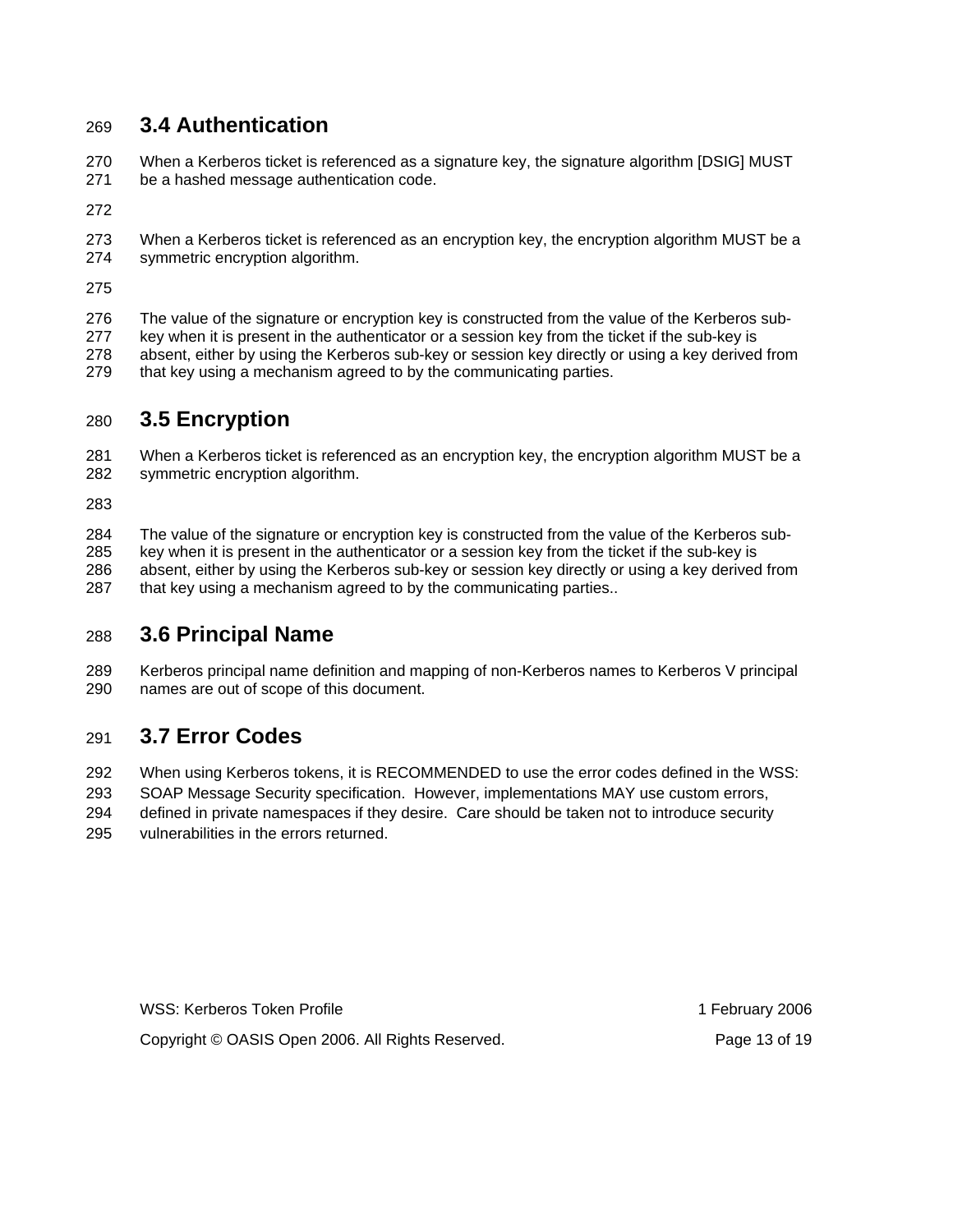## 3.4 Authentication

When a Kerberos ticket is referenced as a signature key, the signature algorithm [DSIG] MUST be a hashed message authentication code.

When a Kerberos ticket is referenced as an encryption key, the encryption algorithm MUST be a symmetric encryption algorithm.

The value of the signature or encryption key is constructed from the value of the Kerberos sub-key when it is present in the authenticator or a session key from the ticket if the sub-key is absent, either by using the Kerberos sub-key or session key directly or using a key derived from that key using a mechanism agreed to by the communicating parties.

## 3.5 Encryption

When a Kerberos ticket is referenced as an encryption key, the encryption algorithm MUST be a symmetric encryption algorithm.

The value of the signature or encryption key is constructed from the value of the Kerberos sub-key when it is present in the authenticator or a session key from the ticket if the sub-key is absent, either by using the Kerberos sub-key or session key directly or using a key derived from that key using a mechanism agreed to by the communicating parties..

## 3.6 Principal Name

Kerberos principal name definition and mapping of non-Kerberos names to Kerberos V principal names are out of scope of this document.

## 3.7 Error Codes

When using Kerberos tokens, it is RECOMMENDED to use the error codes defined in the WSS: SOAP Message Security specification. However, implementations MAY use custom errors, defined in private namespaces if they desire. Care should be taken not to introduce security vulnerabilities in the errors returned.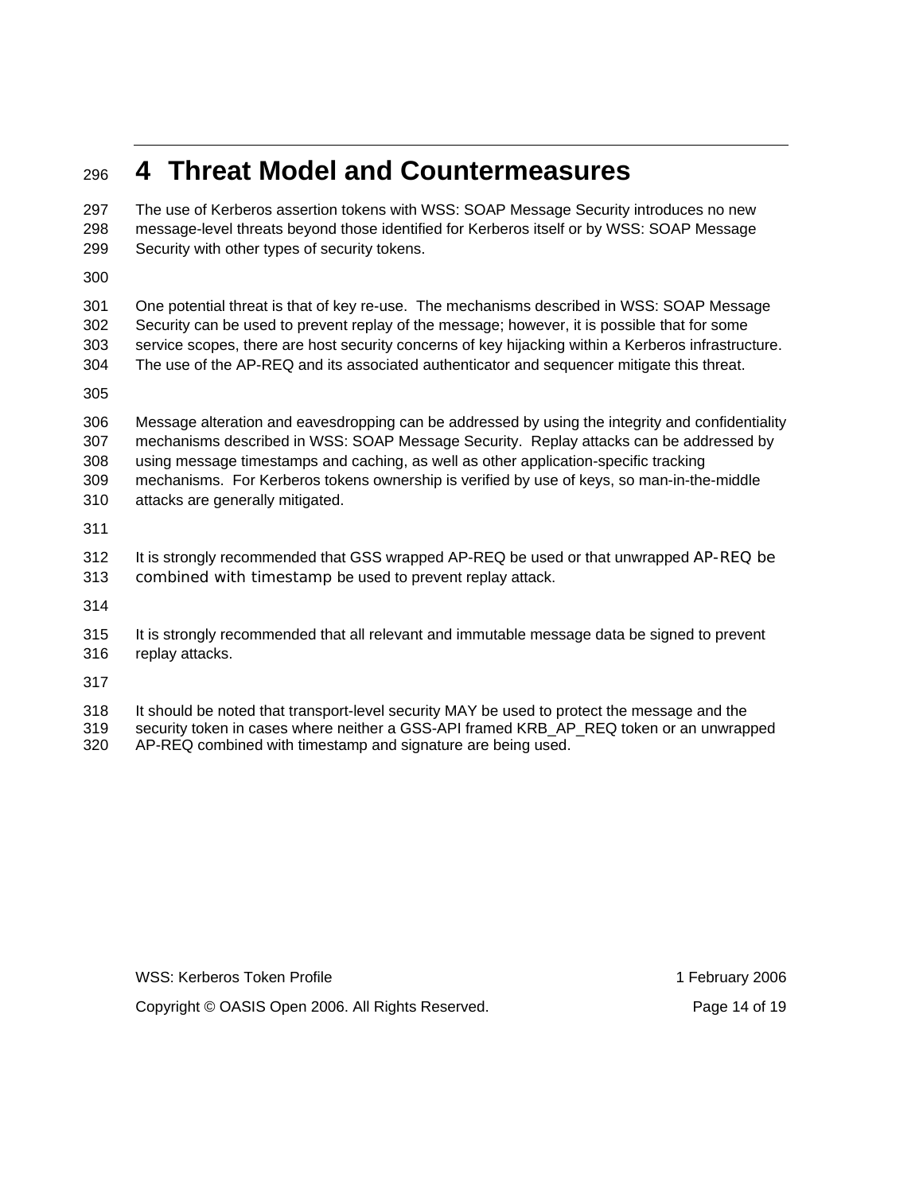# 4 Threat Model and Countermeasures

The use of Kerberos assertion tokens with WSS: SOAP Message Security introduces no new message-level threats beyond those identified for Kerberos itself or by WSS: SOAP Message Security with other types of security tokens.

One potential threat is that of key re-use. The mechanisms described in WSS: SOAP Message Security can be used to prevent replay of the message; however, it is possible that for some service scopes, there are host security concerns of key hijacking within a Kerberos infrastructure. The use of the AP-REQ and its associated authenticator and sequencer mitigate this threat.

Message alteration and eavesdropping can be addressed by using the integrity and confidentiality mechanisms described in WSS: SOAP Message Security. Replay attacks can be addressed by using message timestamps and caching, as well as other application-specific tracking mechanisms. For Kerberos tokens ownership is verified by use of keys, so man-in-the-middle attacks are generally mitigated.

It is strongly recommended that GSS wrapped AP-REQ be used or that unwrapped AP-REQ be combined with timestamp be used to prevent replay attack.

It is strongly recommended that all relevant and immutable message data be signed to prevent replay attacks.

It should be noted that transport-level security MAY be used to protect the message and the security token in cases where neither a GSS-API framed KRB_AP_REQ token or an unwrapped AP-REQ combined with timestamp and signature are being used.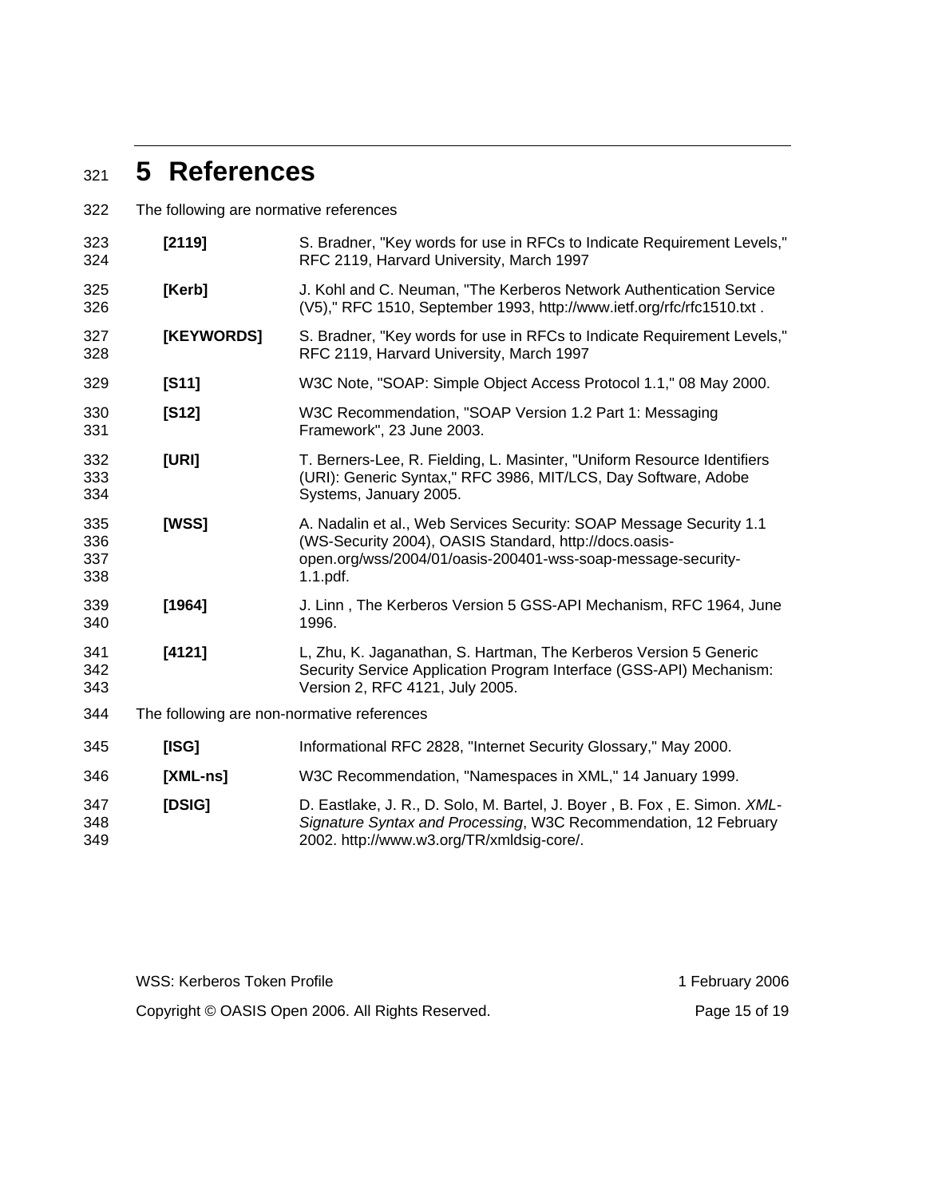# 5 References

The following are normative references

| | |
|---|---|
| **[2119]** | S. Bradner, "Key words for use in RFCs to Indicate Requirement Levels," RFC 2119, Harvard University, March 1997 |
| **[Kerb]** | J. Kohl and C. Neuman, "The Kerberos Network Authentication Service (V5)," RFC 1510, September 1993, http://www.ietf.org/rfc/rfc1510.txt . |
| **[KEYWORDS]** | S. Bradner, "Key words for use in RFCs to Indicate Requirement Levels," RFC 2119, Harvard University, March 1997 |
| **[S11]** | W3C Note, "SOAP: Simple Object Access Protocol 1.1," 08 May 2000. |
| **[S12]** | W3C Recommendation, "SOAP Version 1.2 Part 1: Messaging Framework", 23 June 2003. |
| **[URI]** | T. Berners-Lee, R. Fielding, L. Masinter, "Uniform Resource Identifiers (URI): Generic Syntax," RFC 3986, MIT/LCS, Day Software, Adobe Systems, January 2005. |
| **[WSS]** | A. Nadalin et al., Web Services Security: SOAP Message Security 1.1 (WS-Security 2004), OASIS Standard, http://docs.oasis-open.org/wss/2004/01/oasis-200401-wss-soap-message-security-1.1.pdf. |
| **[1964]** | J. Linn , The Kerberos Version 5 GSS-API Mechanism, RFC 1964, June 1996. |
| **[4121]** | L, Zhu, K. Jaganathan, S. Hartman, The Kerberos Version 5 Generic Security Service Application Program Interface (GSS-API) Mechanism: Version 2, RFC 4121, July 2005. |

The following are non-normative references

| | |
|---|---|
| **[ISG]** | Informational RFC 2828, "Internet Security Glossary," May 2000. |
| **[XML-ns]** | W3C Recommendation, "Namespaces in XML," 14 January 1999. |
| **[DSIG]** | D. Eastlake, J. R., D. Solo, M. Bartel, J. Boyer , B. Fox , E. Simon. *XML-Signature Syntax and Processing*, W3C Recommendation, 12 February 2002. http://www.w3.org/TR/xmldsig-core/. |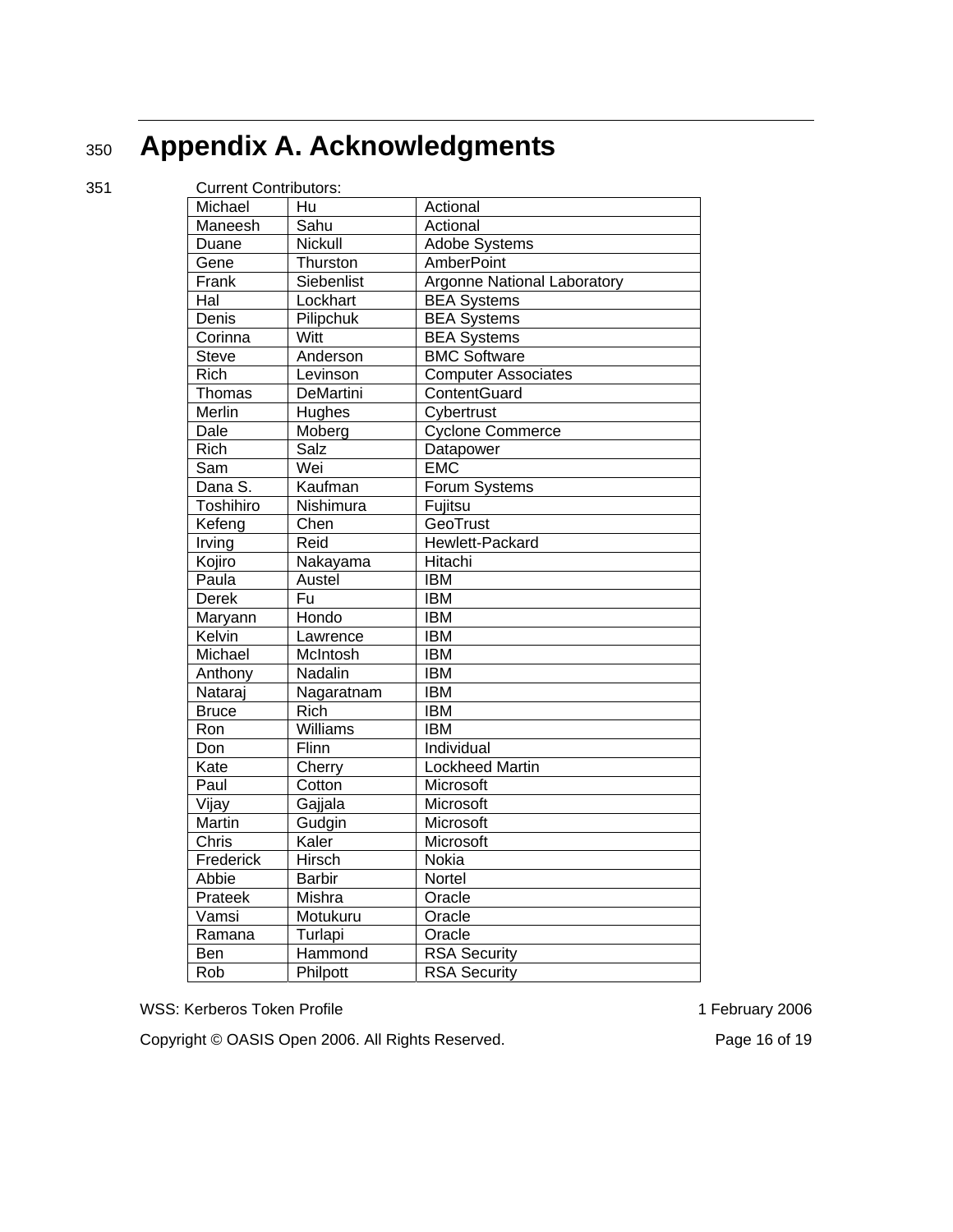# Appendix A. Acknowledgments

Current Contributors:

| | | |
|---|---|---|
| Michael | Hu | Actional |
| Maneesh | Sahu | Actional |
| Duane | Nickull | Adobe Systems |
| Gene | Thurston | AmberPoint |
| Frank | Siebenlist | Argonne National Laboratory |
| Hal | Lockhart | BEA Systems |
| Denis | Pilipchuk | BEA Systems |
| Corinna | Witt | BEA Systems |
| Steve | Anderson | BMC Software |
| Rich | Levinson | Computer Associates |
| Thomas | DeMartini | ContentGuard |
| Merlin | Hughes | Cybertrust |
| Dale | Moberg | Cyclone Commerce |
| Rich | Salz | Datapower |
| Sam | Wei | EMC |
| Dana S. | Kaufman | Forum Systems |
| Toshihiro | Nishimura | Fujitsu |
| Kefeng | Chen | GeoTrust |
| Irving | Reid | Hewlett-Packard |
| Kojiro | Nakayama | Hitachi |
| Paula | Austel | IBM |
| Derek | Fu | IBM |
| Maryann | Hondo | IBM |
| Kelvin | Lawrence | IBM |
| Michael | McIntosh | IBM |
| Anthony | Nadalin | IBM |
| Nataraj | Nagaratnam | IBM |
| Bruce | Rich | IBM |
| Ron | Williams | IBM |
| Don | Flinn | Individual |
| Kate | Cherry | Lockheed Martin |
| Paul | Cotton | Microsoft |
| Vijay | Gajjala | Microsoft |
| Martin | Gudgin | Microsoft |
| Chris | Kaler | Microsoft |
| Frederick | Hirsch | Nokia |
| Abbie | Barbir | Nortel |
| Prateek | Mishra | Oracle |
| Vamsi | Motukuru | Oracle |
| Ramana | Turlapi | Oracle |
| Ben | Hammond | RSA Security |
| Rob | Philpott | RSA Security |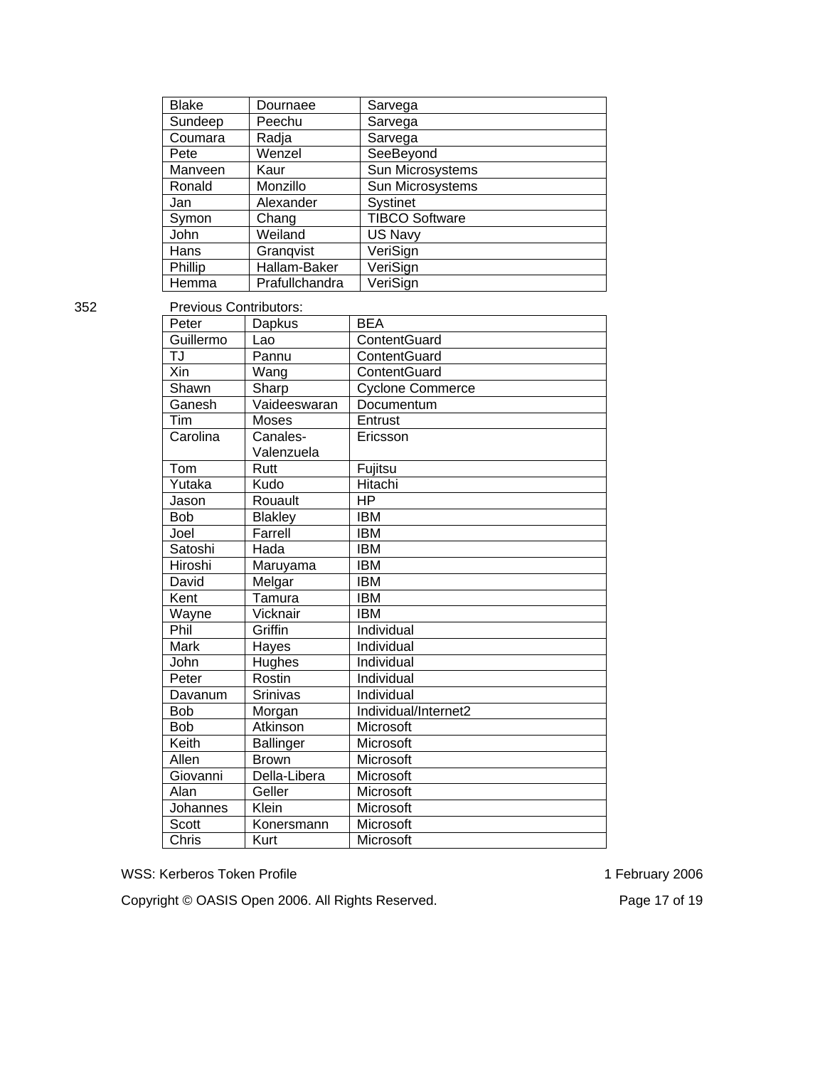| | | |
|---|---|---|
| Blake | Dournaee | Sarvega |
| Sundeep | Peechu | Sarvega |
| Coumara | Radja | Sarvega |
| Pete | Wenzel | SeeBeyond |
| Manveen | Kaur | Sun Microsystems |
| Ronald | Monzillo | Sun Microsystems |
| Jan | Alexander | Systinet |
| Symon | Chang | TIBCO Software |
| John | Weiland | US Navy |
| Hans | Granqvist | VeriSign |
| Phillip | Hallam-Baker | VeriSign |
| Hemma | Prafullchandra | VeriSign |

352 Previous Contributors:

| | | |
|---|---|---|
| Peter | Dapkus | BEA |
| Guillermo | Lao | ContentGuard |
| TJ | Pannu | ContentGuard |
| Xin | Wang | ContentGuard |
| Shawn | Sharp | Cyclone Commerce |
| Ganesh | Vaideeswaran | Documentum |
| Tim | Moses | Entrust |
| Carolina | Canales-Valenzuela | Ericsson |
| Tom | Rutt | Fujitsu |
| Yutaka | Kudo | Hitachi |
| Jason | Rouault | HP |
| Bob | Blakley | IBM |
| Joel | Farrell | IBM |
| Satoshi | Hada | IBM |
| Hiroshi | Maruyama | IBM |
| David | Melgar | IBM |
| Kent | Tamura | IBM |
| Wayne | Vicknair | IBM |
| Phil | Griffin | Individual |
| Mark | Hayes | Individual |
| John | Hughes | Individual |
| Peter | Rostin | Individual |
| Davanum | Srinivas | Individual |
| Bob | Morgan | Individual/Internet2 |
| Bob | Atkinson | Microsoft |
| Keith | Ballinger | Microsoft |
| Allen | Brown | Microsoft |
| Giovanni | Della-Libera | Microsoft |
| Alan | Geller | Microsoft |
| Johannes | Klein | Microsoft |
| Scott | Konersmann | Microsoft |
| Chris | Kurt | Microsoft |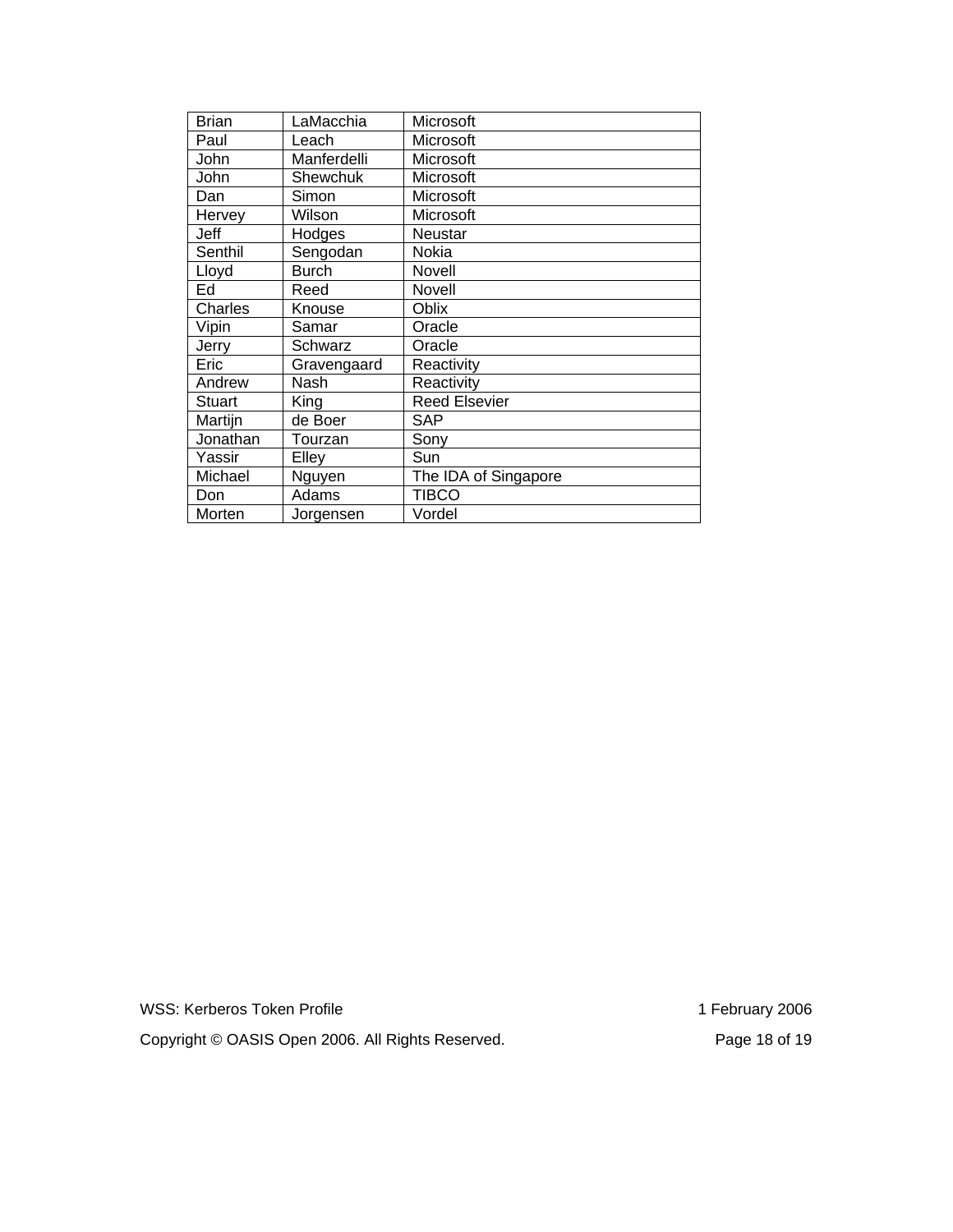| | | |
|---|---|---|
| Brian | LaMacchia | Microsoft |
| Paul | Leach | Microsoft |
| John | Manferdelli | Microsoft |
| John | Shewchuk | Microsoft |
| Dan | Simon | Microsoft |
| Hervey | Wilson | Microsoft |
| Jeff | Hodges | Neustar |
| Senthil | Sengodan | Nokia |
| Lloyd | Burch | Novell |
| Ed | Reed | Novell |
| Charles | Knouse | Oblix |
| Vipin | Samar | Oracle |
| Jerry | Schwarz | Oracle |
| Eric | Gravengaard | Reactivity |
| Andrew | Nash | Reactivity |
| Stuart | King | Reed Elsevier |
| Martijn | de Boer | SAP |
| Jonathan | Tourzan | Sony |
| Yassir | Elley | Sun |
| Michael | Nguyen | The IDA of Singapore |
| Don | Adams | TIBCO |
| Morten | Jorgensen | Vordel |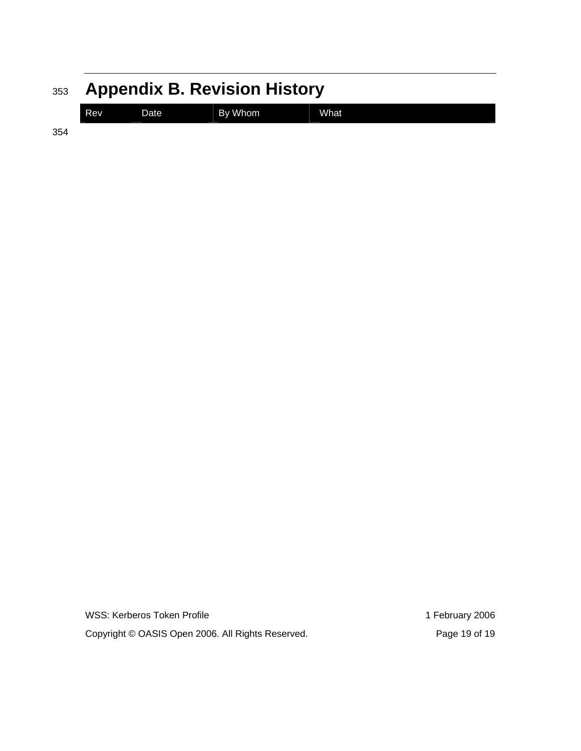# Appendix B. Revision History

| Rev | Date | By Whom | What |
|---|---|---|---|